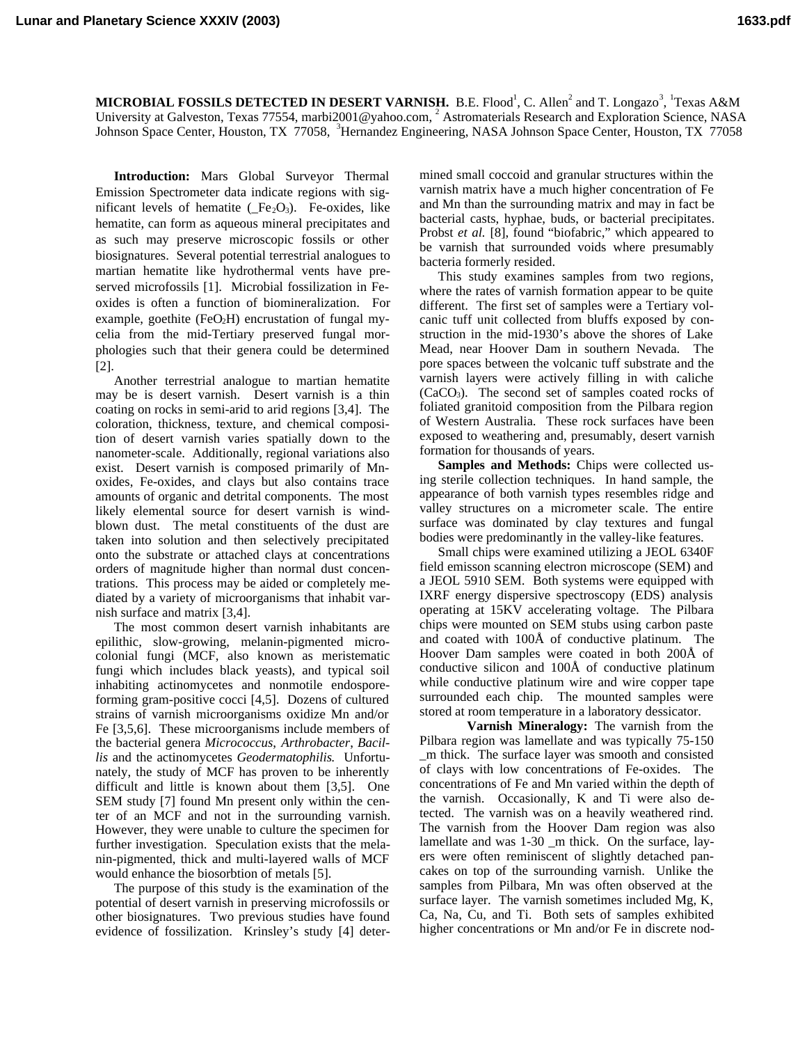**MICROBIAL FOSSILS DETECTED IN DESERT VARNISH.** B.E. Flood[1], C. Allen[2] and T. Longazo[3], [1]Texas A&M University at Galveston, Texas 77554, marbi2001@yahoo.com, [2] Astromaterials Research and Exploration Science, NASA Johnson Space Center, Houston, TX 77058, [3]Hernandez Engineering, NASA Johnson Space Center, Houston, TX 77058

**Introduction:** Mars Global Surveyor Thermal Emission Spectrometer data indicate regions with significant levels of hematite (_$Fe_2O_3$). Fe-oxides, like hematite, can form as aqueous mineral precipitates and as such may preserve microscopic fossils or other biosignatures. Several potential terrestrial analogues to martian hematite like hydrothermal vents have preserved microfossils [1]. Microbial fossilization in Fe-oxides is often a function of biomineralization. For example, goethite ($FeO_2H$) encrustation of fungal mycelia from the mid-Tertiary preserved fungal morphologies such that their genera could be determined [2].

Another terrestrial analogue to martian hematite may be is desert varnish. Desert varnish is a thin coating on rocks in semi-arid to arid regions [3,4]. The coloration, thickness, texture, and chemical composition of desert varnish varies spatially down to the nanometer-scale. Additionally, regional variations also exist. Desert varnish is composed primarily of Mn-oxides, Fe-oxides, and clays but also contains trace amounts of organic and detrital components. The most likely elemental source for desert varnish is wind-blown dust. The metal constituents of the dust are taken into solution and then selectively precipitated onto the substrate or attached clays at concentrations orders of magnitude higher than normal dust concentrations. This process may be aided or completely mediated by a variety of microorganisms that inhabit varnish surface and matrix [3,4].

The most common desert varnish inhabitants are epilithic, slow-growing, melanin-pigmented micro-colonial fungi (MCF, also known as meristematic fungi which includes black yeasts), and typical soil inhabiting actinomycetes and nonmotile endospore-forming gram-positive cocci [4,5]. Dozens of cultured strains of varnish microorganisms oxidize Mn and/or Fe [3,5,6]. These microorganisms include members of the bacterial genera *Micrococcus, Arthrobacter, Bacillis* and the actinomycetes *Geodermatophilis.* Unfortunately, the study of MCF has proven to be inherently difficult and little is known about them [3,5]. One SEM study [7] found Mn present only within the center of an MCF and not in the surrounding varnish. However, they were unable to culture the specimen for further investigation. Speculation exists that the melanin-pigmented, thick and multi-layered walls of MCF would enhance the biosorbtion of metals [5].

The purpose of this study is the examination of the potential of desert varnish in preserving microfossils or other biosignatures. Two previous studies have found evidence of fossilization. Krinsley's study [4] determined small coccoid and granular structures within the varnish matrix have a much higher concentration of Fe and Mn than the surrounding matrix and may in fact be bacterial casts, hyphae, buds, or bacterial precipitates. Probst *et al.* [8], found "biofabric," which appeared to be varnish that surrounded voids where presumably bacteria formerly resided.

This study examines samples from two regions, where the rates of varnish formation appear to be quite different. The first set of samples were a Tertiary volcanic tuff unit collected from bluffs exposed by construction in the mid-1930's above the shores of Lake Mead, near Hoover Dam in southern Nevada. The pore spaces between the volcanic tuff substrate and the varnish layers were actively filling in with caliche ($CaCO_3$). The second set of samples coated rocks of foliated granitoid composition from the Pilbara region of Western Australia. These rock surfaces have been exposed to weathering and, presumably, desert varnish formation for thousands of years.

**Samples and Methods:** Chips were collected using sterile collection techniques. In hand sample, the appearance of both varnish types resembles ridge and valley structures on a micrometer scale. The entire surface was dominated by clay textures and fungal bodies were predominantly in the valley-like features.

Small chips were examined utilizing a JEOL 6340F field emisson scanning electron microscope (SEM) and a JEOL 5910 SEM. Both systems were equipped with IXRF energy dispersive spectroscopy (EDS) analysis operating at 15KV accelerating voltage. The Pilbara chips were mounted on SEM stubs using carbon paste and coated with 100Å of conductive platinum. The Hoover Dam samples were coated in both 200Å of conductive silicon and 100Å of conductive platinum while conductive platinum wire and wire copper tape surrounded each chip. The mounted samples were stored at room temperature in a laboratory dessicator.

**Varnish Mineralogy:** The varnish from the Pilbara region was lamellate and was typically 75-150 _m thick. The surface layer was smooth and consisted of clays with low concentrations of Fe-oxides. The concentrations of Fe and Mn varied within the depth of the varnish. Occasionally, K and Ti were also detected. The varnish was on a heavily weathered rind. The varnish from the Hoover Dam region was also lamellate and was 1-30 _m thick. On the surface, layers were often reminiscent of slightly detached pancakes on top of the surrounding varnish. Unlike the samples from Pilbara, Mn was often observed at the surface layer. The varnish sometimes included Mg, K, Ca, Na, Cu, and Ti. Both sets of samples exhibited higher concentrations or Mn and/or Fe in discrete nod-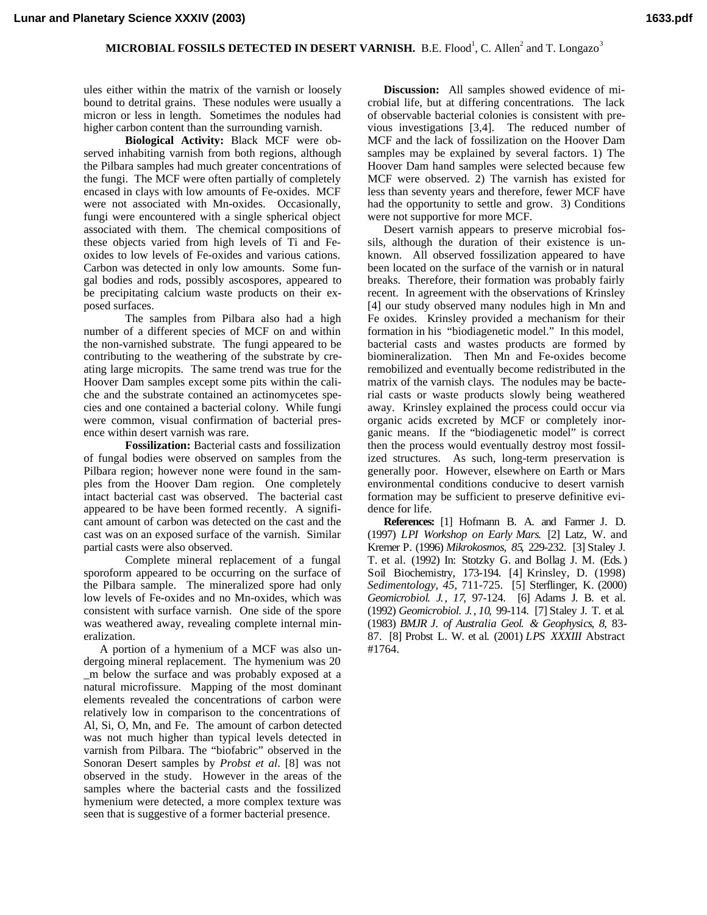ules either within the matrix of the varnish or loosely bound to detrital grains. These nodules were usually a micron or less in length. Sometimes the nodules had higher carbon content than the surrounding varnish.

**Biological Activity:** Black MCF were observed inhabiting varnish from both regions, although the Pilbara samples had much greater concentrations of the fungi. The MCF were often partially of completely encased in clays with low amounts of Fe-oxides. MCF were not associated with Mn-oxides. Occasionally, fungi were encountered with a single spherical object associated with them. The chemical compositions of these objects varied from high levels of Ti and Fe-oxides to low levels of Fe-oxides and various cations. Carbon was detected in only low amounts. Some fungal bodies and rods, possibly ascospores, appeared to be precipitating calcium waste products on their exposed surfaces.

The samples from Pilbara also had a high number of a different species of MCF on and within the non-varnished substrate. The fungi appeared to be contributing to the weathering of the substrate by creating large micropits. The same trend was true for the Hoover Dam samples except some pits within the caliche and the substrate contained an actinomycetes species and one contained a bacterial colony. While fungi were common, visual confirmation of bacterial presence within desert varnish was rare.

**Fossilization:** Bacterial casts and fossilization of fungal bodies were observed on samples from the Pilbara region; however none were found in the samples from the Hoover Dam region. One completely intact bacterial cast was observed. The bacterial cast appeared to be have been formed recently. A significant amount of carbon was detected on the cast and the cast was on an exposed surface of the varnish. Similar partial casts were also observed.

Complete mineral replacement of a fungal sporoform appeared to be occurring on the surface of the Pilbara sample. The mineralized spore had only low levels of Fe-oxides and no Mn-oxides, which was consistent with surface varnish. One side of the spore was weathered away, revealing complete internal mineralization.

A portion of a hymenium of a MCF was also undergoing mineral replacement. The hymenium was 20 _m below the surface and was probably exposed at a natural microfissure. Mapping of the most dominant elements revealed the concentrations of carbon were relatively low in comparison to the concentrations of Al, Si, O, Mn, and Fe. The amount of carbon detected was not much higher than typical levels detected in varnish from Pilbara. The "biofabric" observed in the Sonoran Desert samples by *Probst et al*. [8] was not observed in the study. However in the areas of the samples where the bacterial casts and the fossilized hymenium were detected, a more complex texture was seen that is suggestive of a former bacterial presence.

**Discussion:** All samples showed evidence of microbial life, but at differing concentrations. The lack of observable bacterial colonies is consistent with previous investigations [3,4]. The reduced number of MCF and the lack of fossilization on the Hoover Dam samples may be explained by several factors. 1) The Hoover Dam hand samples were selected because few MCF were observed. 2) The varnish has existed for less than seventy years and therefore, fewer MCF have had the opportunity to settle and grow. 3) Conditions were not supportive for more MCF.

Desert varnish appears to preserve microbial fossils, although the duration of their existence is unknown. All observed fossilization appeared to have been located on the surface of the varnish or in natural breaks. Therefore, their formation was probably fairly recent. In agreement with the observations of Krinsley [4] our study observed many nodules high in Mn and Fe oxides. Krinsley provided a mechanism for their formation in his "biodiagenetic model." In this model, bacterial casts and wastes products are formed by biomineralization. Then Mn and Fe-oxides become remobilized and eventually become redistributed in the matrix of the varnish clays. The nodules may be bacterial casts or waste products slowly being weathered away. Krinsley explained the process could occur via organic acids excreted by MCF or completely inorganic means. If the "biodiagenetic model" is correct then the process would eventually destroy most fossilized structures. As such, long-term preservation is generally poor. However, elsewhere on Earth or Mars environmental conditions conducive to desert varnish formation may be sufficient to preserve definitive evidence for life.

**References:** [1] Hofmann B. A. and Farmer J. D. (1997) *LPI Workshop on Early Mars*. [2] Latz, W. and Kremer P. (1996) *Mikrokosmos, 85*, 229-232. [3] Staley J. T. et al. (1992) In: Stotzky G. and Bollag J. M. (Eds.) Soil Biochemistry, 173-194. [4] Krinsley, D. (1998) *Sedimentology, 45*, 711-725. [5] Sterflinger, K. (2000) *Geomicrobiol. J., 17*, 97-124. [6] Adams J. B. et al. (1992) *Geomicrobiol. J., 10*, 99-114. [7] Staley J. T. et al. (1983) *BMJR J. of Australia Geol. & Geophysics, 8*, 83-87. [8] Probst L. W. et al. (2001) *LPS XXXIII* Abstract #1764.